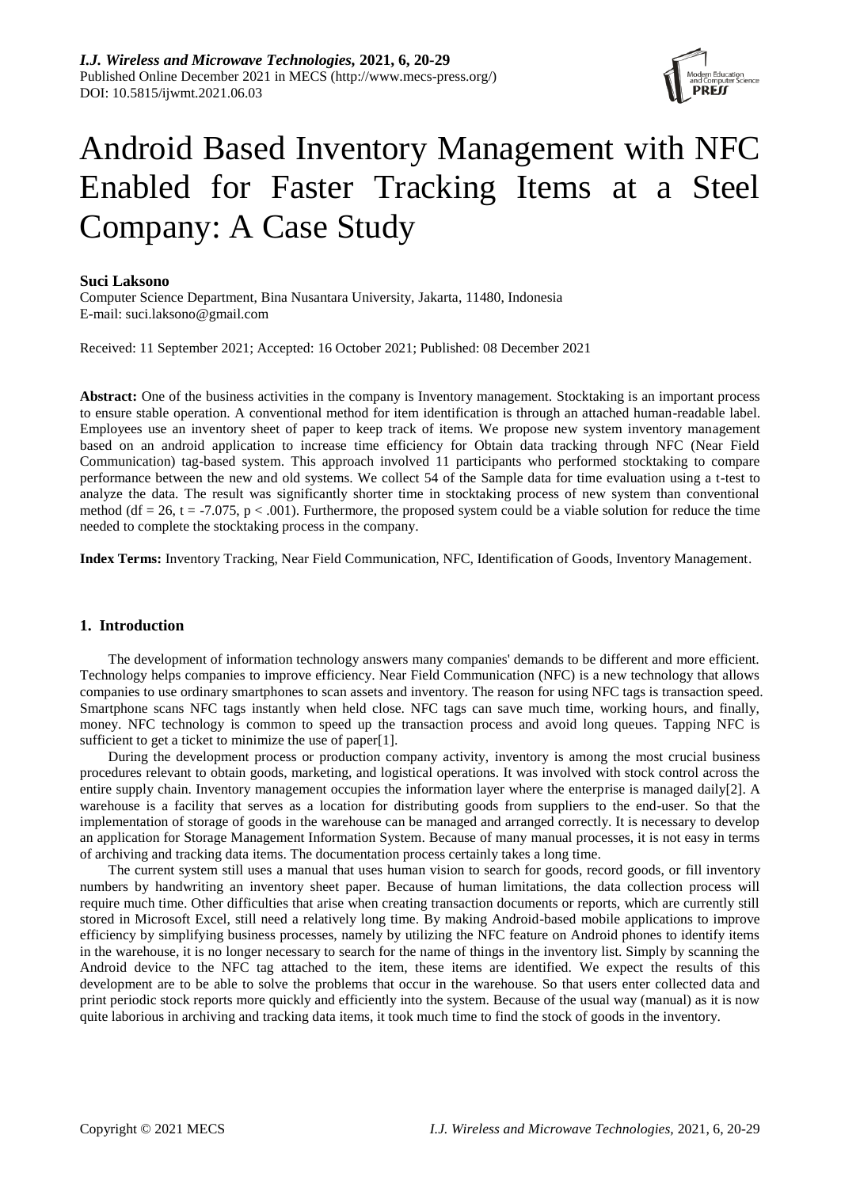# Android Based Inventory Management with NFC Enabled for Faster Tracking Items at a Steel Company: A Case Study

**Suci Laksono**

Computer Science Department, Bina Nusantara University, Jakarta, 11480, Indonesia
E-mail: suci.laksono@gmail.com

Received: 11 September 2021; Accepted: 16 October 2021; Published: 08 December 2021

**Abstract:** One of the business activities in the company is Inventory management. Stocktaking is an important process to ensure stable operation. A conventional method for item identification is through an attached human-readable label. Employees use an inventory sheet of paper to keep track of items. We propose new system inventory management based on an android application to increase time efficiency for Obtain data tracking through NFC (Near Field Communication) tag-based system. This approach involved 11 participants who performed stocktaking to compare performance between the new and old systems. We collect 54 of the Sample data for time evaluation using a t-test to analyze the data. The result was significantly shorter time in stocktaking process of new system than conventional method ($df = 26$, $t = -7.075$, $p < .001$). Furthermore, the proposed system could be a viable solution for reduce the time needed to complete the stocktaking process in the company.

**Index Terms:** Inventory Tracking, Near Field Communication, NFC, Identification of Goods, Inventory Management.

## 1. Introduction

The development of information technology answers many companies' demands to be different and more efficient. Technology helps companies to improve efficiency. Near Field Communication (NFC) is a new technology that allows companies to use ordinary smartphones to scan assets and inventory. The reason for using NFC tags is transaction speed. Smartphone scans NFC tags instantly when held close. NFC tags can save much time, working hours, and finally, money. NFC technology is common to speed up the transaction process and avoid long queues. Tapping NFC is sufficient to get a ticket to minimize the use of paper[1].

During the development process or production company activity, inventory is among the most crucial business procedures relevant to obtain goods, marketing, and logistical operations. It was involved with stock control across the entire supply chain. Inventory management occupies the information layer where the enterprise is managed daily[2]. A warehouse is a facility that serves as a location for distributing goods from suppliers to the end-user. So that the implementation of storage of goods in the warehouse can be managed and arranged correctly. It is necessary to develop an application for Storage Management Information System. Because of many manual processes, it is not easy in terms of archiving and tracking data items. The documentation process certainly takes a long time.

The current system still uses a manual that uses human vision to search for goods, record goods, or fill inventory numbers by handwriting an inventory sheet paper. Because of human limitations, the data collection process will require much time. Other difficulties that arise when creating transaction documents or reports, which are currently still stored in Microsoft Excel, still need a relatively long time. By making Android-based mobile applications to improve efficiency by simplifying business processes, namely by utilizing the NFC feature on Android phones to identify items in the warehouse, it is no longer necessary to search for the name of things in the inventory list. Simply by scanning the Android device to the NFC tag attached to the item, these items are identified. We expect the results of this development are to be able to solve the problems that occur in the warehouse. So that users enter collected data and print periodic stock reports more quickly and efficiently into the system. Because of the usual way (manual) as it is now quite laborious in archiving and tracking data items, it took much time to find the stock of goods in the inventory.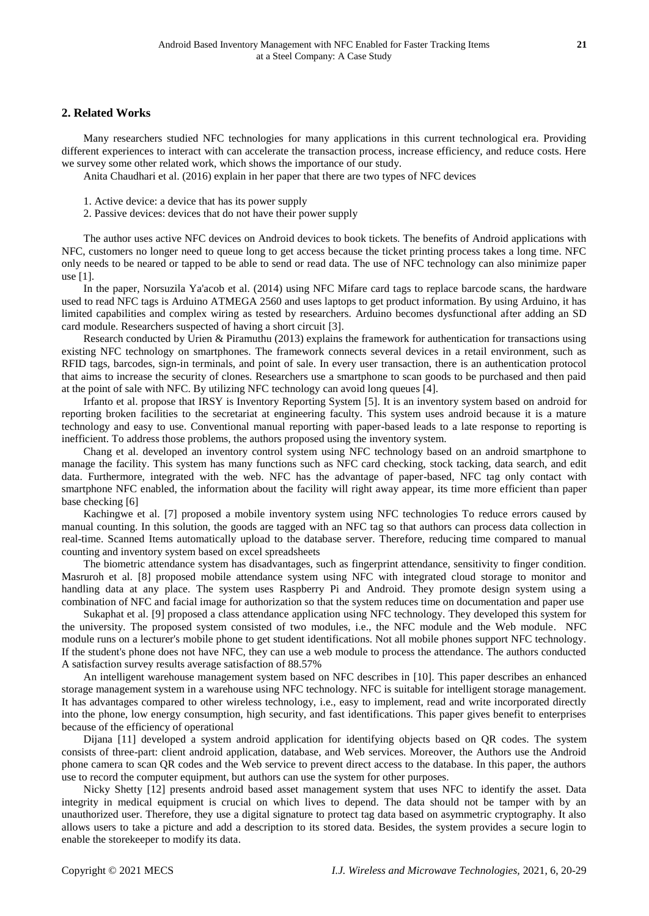## 2. Related Works

Many researchers studied NFC technologies for many applications in this current technological era. Providing different experiences to interact with can accelerate the transaction process, increase efficiency, and reduce costs. Here we survey some other related work, which shows the importance of our study.

Anita Chaudhari et al. (2016) explain in her paper that there are two types of NFC devices

1. Active device: a device that has its power supply
2. Passive devices: devices that do not have their power supply

The author uses active NFC devices on Android devices to book tickets. The benefits of Android applications with NFC, customers no longer need to queue long to get access because the ticket printing process takes a long time. NFC only needs to be neared or tapped to be able to send or read data. The use of NFC technology can also minimize paper use [1].

In the paper, Norsuzila Ya'acob et al. (2014) using NFC Mifare card tags to replace barcode scans, the hardware used to read NFC tags is Arduino ATMEGA 2560 and uses laptops to get product information. By using Arduino, it has limited capabilities and complex wiring as tested by researchers. Arduino becomes dysfunctional after adding an SD card module. Researchers suspected of having a short circuit [3].

Research conducted by Urien & Piramuthu (2013) explains the framework for authentication for transactions using existing NFC technology on smartphones. The framework connects several devices in a retail environment, such as RFID tags, barcodes, sign-in terminals, and point of sale. In every user transaction, there is an authentication protocol that aims to increase the security of clones. Researchers use a smartphone to scan goods to be purchased and then paid at the point of sale with NFC. By utilizing NFC technology can avoid long queues [4].

Irfanto et al. propose that IRSY is Inventory Reporting System [5]. It is an inventory system based on android for reporting broken facilities to the secretariat at engineering faculty. This system uses android because it is a mature technology and easy to use. Conventional manual reporting with paper-based leads to a late response to reporting is inefficient. To address those problems, the authors proposed using the inventory system.

Chang et al. developed an inventory control system using NFC technology based on an android smartphone to manage the facility. This system has many functions such as NFC card checking, stock tacking, data search, and edit data. Furthermore, integrated with the web. NFC has the advantage of paper-based, NFC tag only contact with smartphone NFC enabled, the information about the facility will right away appear, its time more efficient than paper base checking [6]

Kachingwe et al. [7] proposed a mobile inventory system using NFC technologies To reduce errors caused by manual counting. In this solution, the goods are tagged with an NFC tag so that authors can process data collection in real-time. Scanned Items automatically upload to the database server. Therefore, reducing time compared to manual counting and inventory system based on excel spreadsheets

The biometric attendance system has disadvantages, such as fingerprint attendance, sensitivity to finger condition. Masruroh et al. [8] proposed mobile attendance system using NFC with integrated cloud storage to monitor and handling data at any place. The system uses Raspberry Pi and Android. They promote design system using a combination of NFC and facial image for authorization so that the system reduces time on documentation and paper use

Sukaphat et al. [9] proposed a class attendance application using NFC technology. They developed this system for the university. The proposed system consisted of two modules, i.e., the NFC module and the Web module. NFC module runs on a lecturer's mobile phone to get student identifications. Not all mobile phones support NFC technology. If the student's phone does not have NFC, they can use a web module to process the attendance. The authors conducted A satisfaction survey results average satisfaction of 88.57%

An intelligent warehouse management system based on NFC describes in [10]. This paper describes an enhanced storage management system in a warehouse using NFC technology. NFC is suitable for intelligent storage management. It has advantages compared to other wireless technology, i.e., easy to implement, read and write incorporated directly into the phone, low energy consumption, high security, and fast identifications. This paper gives benefit to enterprises because of the efficiency of operational

Dijana [11] developed a system android application for identifying objects based on QR codes. The system consists of three-part: client android application, database, and Web services. Moreover, the Authors use the Android phone camera to scan QR codes and the Web service to prevent direct access to the database. In this paper, the authors use to record the computer equipment, but authors can use the system for other purposes.

Nicky Shetty [12] presents android based asset management system that uses NFC to identify the asset. Data integrity in medical equipment is crucial on which lives to depend. The data should not be tamper with by an unauthorized user. Therefore, they use a digital signature to protect tag data based on asymmetric cryptography. It also allows users to take a picture and add a description to its stored data. Besides, the system provides a secure login to enable the storekeeper to modify its data.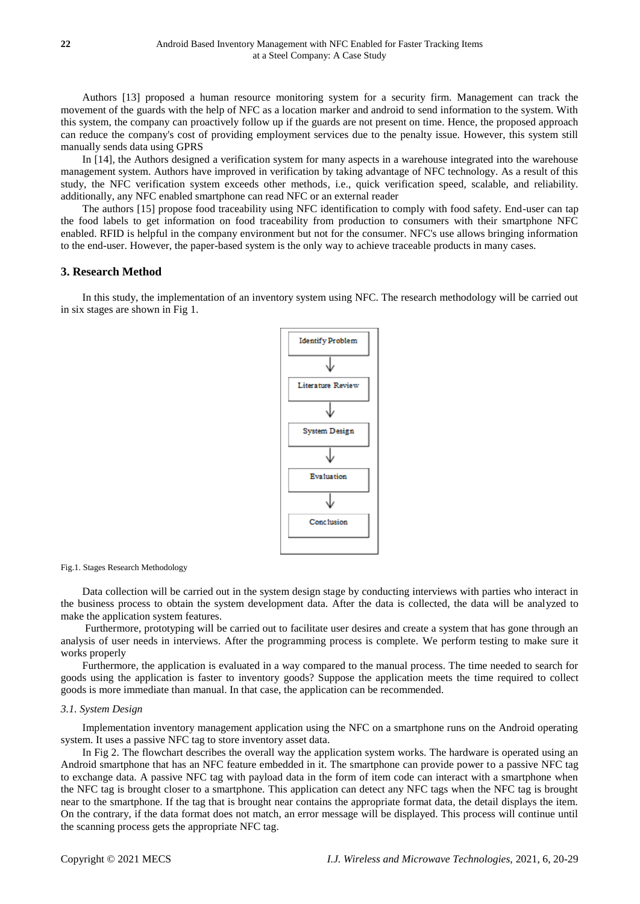Authors [13] proposed a human resource monitoring system for a security firm. Management can track the movement of the guards with the help of NFC as a location marker and android to send information to the system. With this system, the company can proactively follow up if the guards are not present on time. Hence, the proposed approach can reduce the company's cost of providing employment services due to the penalty issue. However, this system still manually sends data using GPRS

In [14], the Authors designed a verification system for many aspects in a warehouse integrated into the warehouse management system. Authors have improved in verification by taking advantage of NFC technology. As a result of this study, the NFC verification system exceeds other methods, i.e., quick verification speed, scalable, and reliability. additionally, any NFC enabled smartphone can read NFC or an external reader

The authors [15] propose food traceability using NFC identification to comply with food safety. End-user can tap the food labels to get information on food traceability from production to consumers with their smartphone NFC enabled. RFID is helpful in the company environment but not for the consumer. NFC's use allows bringing information to the end-user. However, the paper-based system is the only way to achieve traceable products in many cases.

## 3. Research Method

In this study, the implementation of an inventory system using NFC. The research methodology will be carried out in six stages are shown in Fig 1.

Fig.1. Stages Research Methodology

Data collection will be carried out in the system design stage by conducting interviews with parties who interact in the business process to obtain the system development data. After the data is collected, the data will be analyzed to make the application system features.

Furthermore, prototyping will be carried out to facilitate user desires and create a system that has gone through an analysis of user needs in interviews. After the programming process is complete. We perform testing to make sure it works properly

Furthermore, the application is evaluated in a way compared to the manual process. The time needed to search for goods using the application is faster to inventory goods? Suppose the application meets the time required to collect goods is more immediate than manual. In that case, the application can be recommended.

### *3.1. System Design*

Implementation inventory management application using the NFC on a smartphone runs on the Android operating system. It uses a passive NFC tag to store inventory asset data.

In Fig 2. The flowchart describes the overall way the application system works. The hardware is operated using an Android smartphone that has an NFC feature embedded in it. The smartphone can provide power to a passive NFC tag to exchange data. A passive NFC tag with payload data in the form of item code can interact with a smartphone when the NFC tag is brought closer to a smartphone. This application can detect any NFC tags when the NFC tag is brought near to the smartphone. If the tag that is brought near contains the appropriate format data, the detail displays the item. On the contrary, if the data format does not match, an error message will be displayed. This process will continue until the scanning process gets the appropriate NFC tag.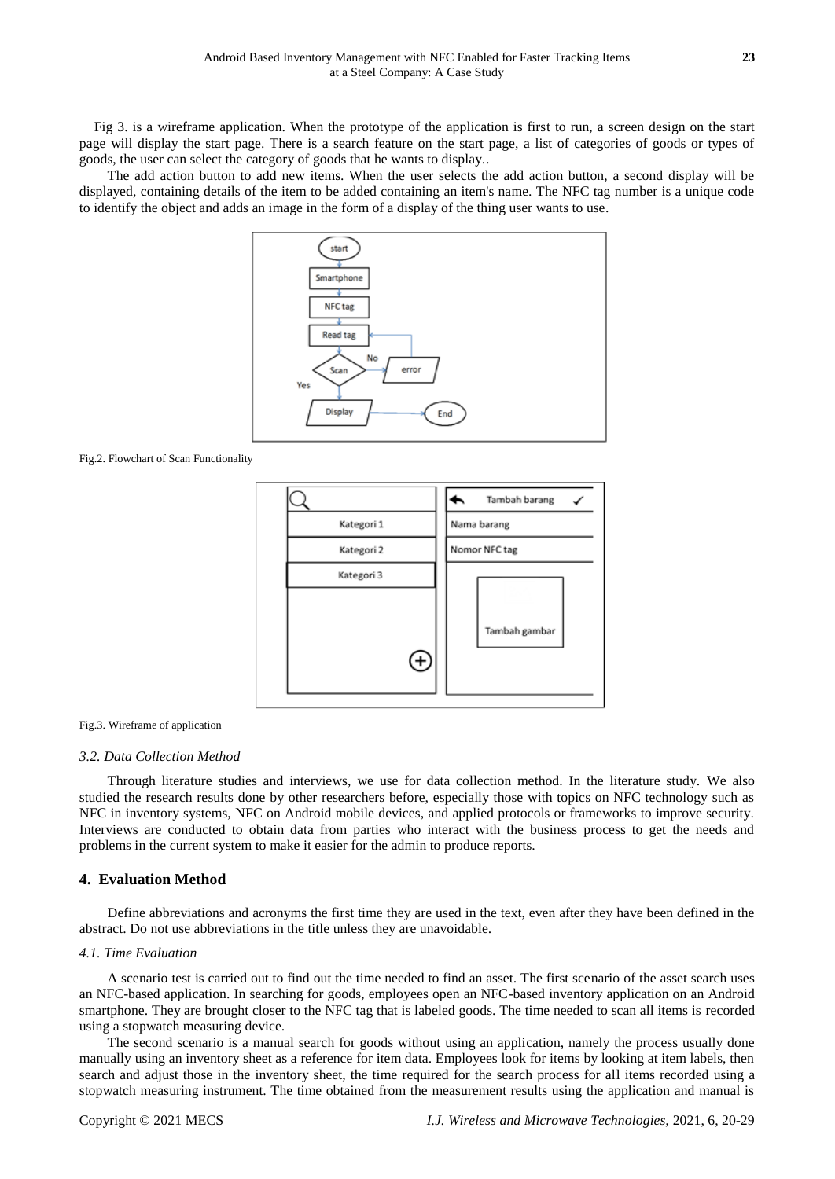Fig 3. is a wireframe application. When the prototype of the application is first to run, a screen design on the start page will display the start page. There is a search feature on the start page, a list of categories of goods or types of goods, the user can select the category of goods that he wants to display..

The add action button to add new items. When the user selects the add action button, a second display will be displayed, containing details of the item to be added containing an item's name. The NFC tag number is a unique code to identify the object and adds an image in the form of a display of the thing user wants to use.

Fig.2. Flowchart of Scan Functionality

Fig.3. Wireframe of application

### *3.2. Data Collection Method*

Through literature studies and interviews, we use for data collection method. In the literature study. We also studied the research results done by other researchers before, especially those with topics on NFC technology such as NFC in inventory systems, NFC on Android mobile devices, and applied protocols or frameworks to improve security. Interviews are conducted to obtain data from parties who interact with the business process to get the needs and problems in the current system to make it easier for the admin to produce reports.

## 4. Evaluation Method

Define abbreviations and acronyms the first time they are used in the text, even after they have been defined in the abstract. Do not use abbreviations in the title unless they are unavoidable.

### *4.1. Time Evaluation*

A scenario test is carried out to find out the time needed to find an asset. The first scenario of the asset search uses an NFC-based application. In searching for goods, employees open an NFC-based inventory application on an Android smartphone. They are brought closer to the NFC tag that is labeled goods. The time needed to scan all items is recorded using a stopwatch measuring device.

The second scenario is a manual search for goods without using an application, namely the process usually done manually using an inventory sheet as a reference for item data. Employees look for items by looking at item labels, then search and adjust those in the inventory sheet, the time required for the search process for all items recorded using a stopwatch measuring instrument. The time obtained from the measurement results using the application and manual is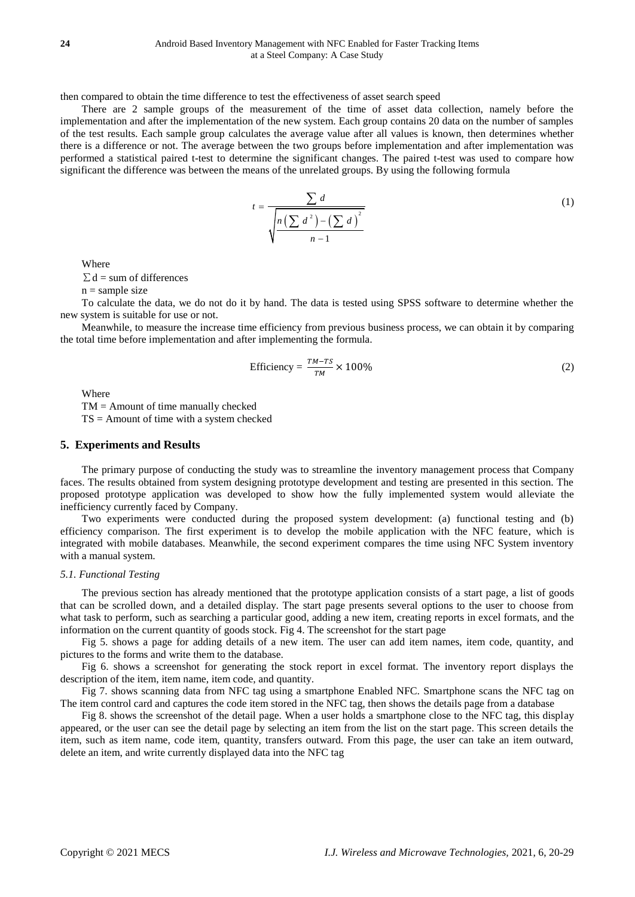then compared to obtain the time difference to test the effectiveness of asset search speed

There are 2 sample groups of the measurement of the time of asset data collection, namely before the implementation and after the implementation of the new system. Each group contains 20 data on the number of samples of the test results. Each sample group calculates the average value after all values is known, then determines whether there is a difference or not. The average between the two groups before implementation and after implementation was performed a statistical paired t-test to determine the significant changes. The paired t-test was used to compare how significant the difference was between the means of the unrelated groups. By using the following formula

$$t = \frac{\sum d}{\sqrt{\frac{n\left(\sum d^{2}\right)-\left(\sum d\right)^{2}}{n-1}}} \tag{1}$$

Where

$\sum d$ = sum of differences

n = sample size

To calculate the data, we do not do it by hand. The data is tested using SPSS software to determine whether the new system is suitable for use or not.

Meanwhile, to measure the increase time efficiency from previous business process, we can obtain it by comparing the total time before implementation and after implementing the formula.

$$\text{Efficiency} = \frac{TM-TS}{TM} \times 100\% \tag{2}$$

Where

TM = Amount of time manually checked

TS = Amount of time with a system checked

## 5. Experiments and Results

The primary purpose of conducting the study was to streamline the inventory management process that Company faces. The results obtained from system designing prototype development and testing are presented in this section. The proposed prototype application was developed to show how the fully implemented system would alleviate the inefficiency currently faced by Company.

Two experiments were conducted during the proposed system development: (a) functional testing and (b) efficiency comparison. The first experiment is to develop the mobile application with the NFC feature, which is integrated with mobile databases. Meanwhile, the second experiment compares the time using NFC System inventory with a manual system.

### *5.1. Functional Testing*

The previous section has already mentioned that the prototype application consists of a start page, a list of goods that can be scrolled down, and a detailed display. The start page presents several options to the user to choose from what task to perform, such as searching a particular good, adding a new item, creating reports in excel formats, and the information on the current quantity of goods stock. Fig 4. The screenshot for the start page

Fig 5. shows a page for adding details of a new item. The user can add item names, item code, quantity, and pictures to the forms and write them to the database.

Fig 6. shows a screenshot for generating the stock report in excel format. The inventory report displays the description of the item, item name, item code, and quantity.

Fig 7. shows scanning data from NFC tag using a smartphone Enabled NFC. Smartphone scans the NFC tag on The item control card and captures the code item stored in the NFC tag, then shows the details page from a database

Fig 8. shows the screenshot of the detail page. When a user holds a smartphone close to the NFC tag, this display appeared, or the user can see the detail page by selecting an item from the list on the start page. This screen details the item, such as item name, code item, quantity, transfers outward. From this page, the user can take an item outward, delete an item, and write currently displayed data into the NFC tag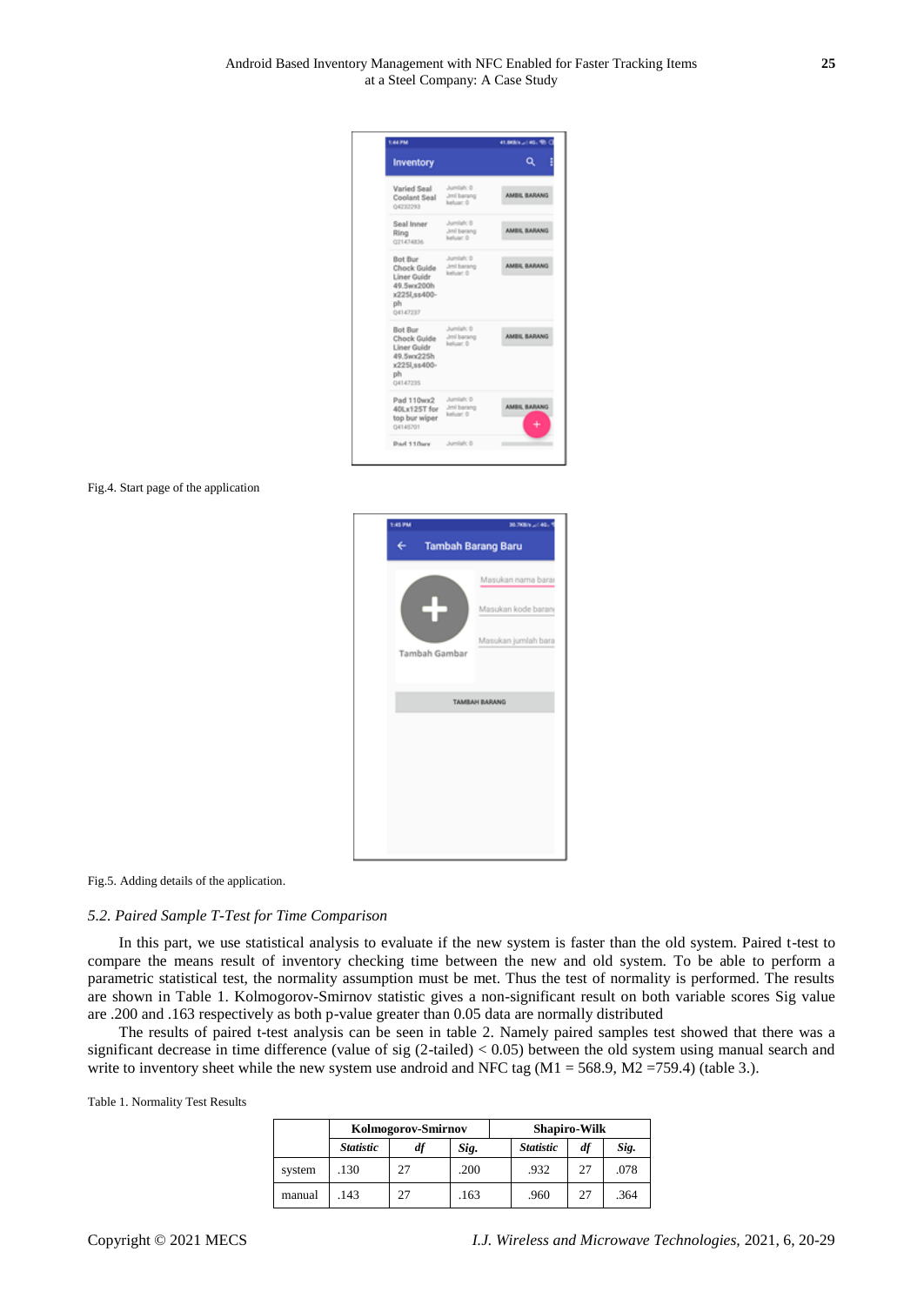Fig.4. Start page of the application

Fig.5. Adding details of the application.

### 5.2. Paired Sample T-Test for Time Comparison

In this part, we use statistical analysis to evaluate if the new system is faster than the old system. Paired t-test to compare the means result of inventory checking time between the new and old system. To be able to perform a parametric statistical test, the normality assumption must be met. Thus the test of normality is performed. The results are shown in Table 1. Kolmogorov-Smirnov statistic gives a non-significant result on both variable scores Sig value are .200 and .163 respectively as both p-value greater than 0.05 data are normally distributed

The results of paired t-test analysis can be seen in table 2. Namely paired samples test showed that there was a significant decrease in time difference (value of sig (2-tailed) < 0.05) between the old system using manual search and write to inventory sheet while the new system use android and NFC tag (M1 = 568.9, M2 =759.4) (table 3.).

Table 1. Normality Test Results

| | Kolmogorov-Smirnov | | | Shapiro-Wilk | | |
|---|---|---|---|---|---|---|
| | *Statistic* | *df* | *Sig.* | *Statistic* | *df* | *Sig.* |
| system | .130 | 27 | .200 | .932 | 27 | .078 |
| manual | .143 | 27 | .163 | .960 | 27 | .364 |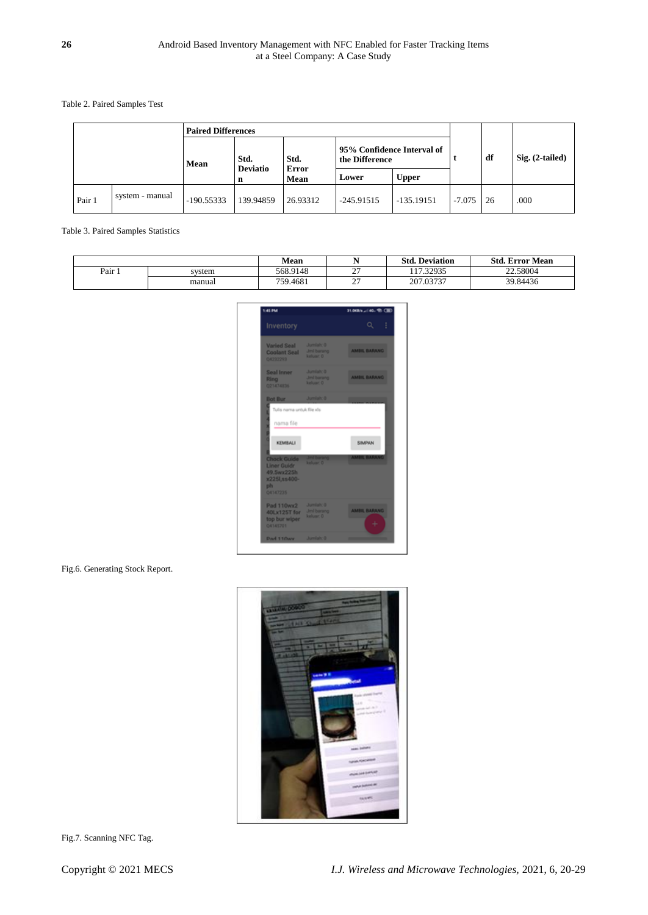Table 2. Paired Samples Test

| | | Paired Differences | | | | | t | df | Sig. (2-tailed) |
|---|---|---|---|---|---|---|---|---|---|
| | | Mean | Std. Deviation | Std. Error Mean | 95% Confidence Interval of the Difference | | | | |
| | | | | | Lower | Upper | | | |
| Pair 1 | system - manual | -190.55333 | 139.94859 | 26.93312 | -245.91515 | -135.19151 | -7.075 | 26 | .000 |

Table 3. Paired Samples Statistics

| | | Mean | N | Std. Deviation | Std. Error Mean |
|---|---|---|---|---|---|
| Pair 1 | system | 568.9148 | 27 | 117.32935 | 22.58004 |
| | manual | 759.4681 | 27 | 207.03737 | 39.84436 |

Fig.6. Generating Stock Report.

Fig.7. Scanning NFC Tag.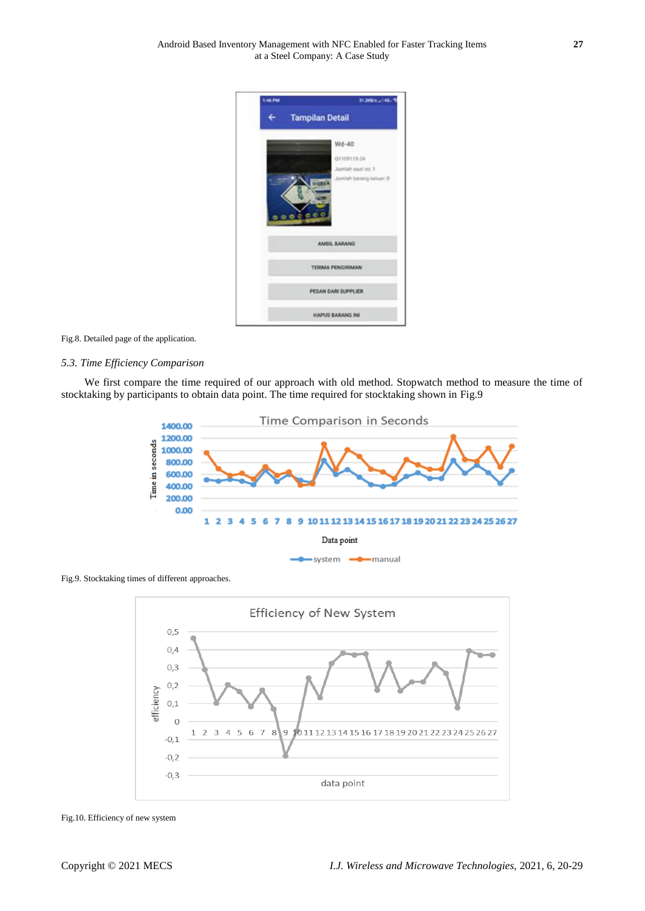Fig.8. Detailed page of the application.

### *5.3. Time Efficiency Comparison*

We first compare the time required of our approach with old method. Stopwatch method to measure the time of stocktaking by participants to obtain data point. The time required for stocktaking shown in Fig.9

Fig.9. Stocktaking times of different approaches.

Fig.10. Efficiency of new system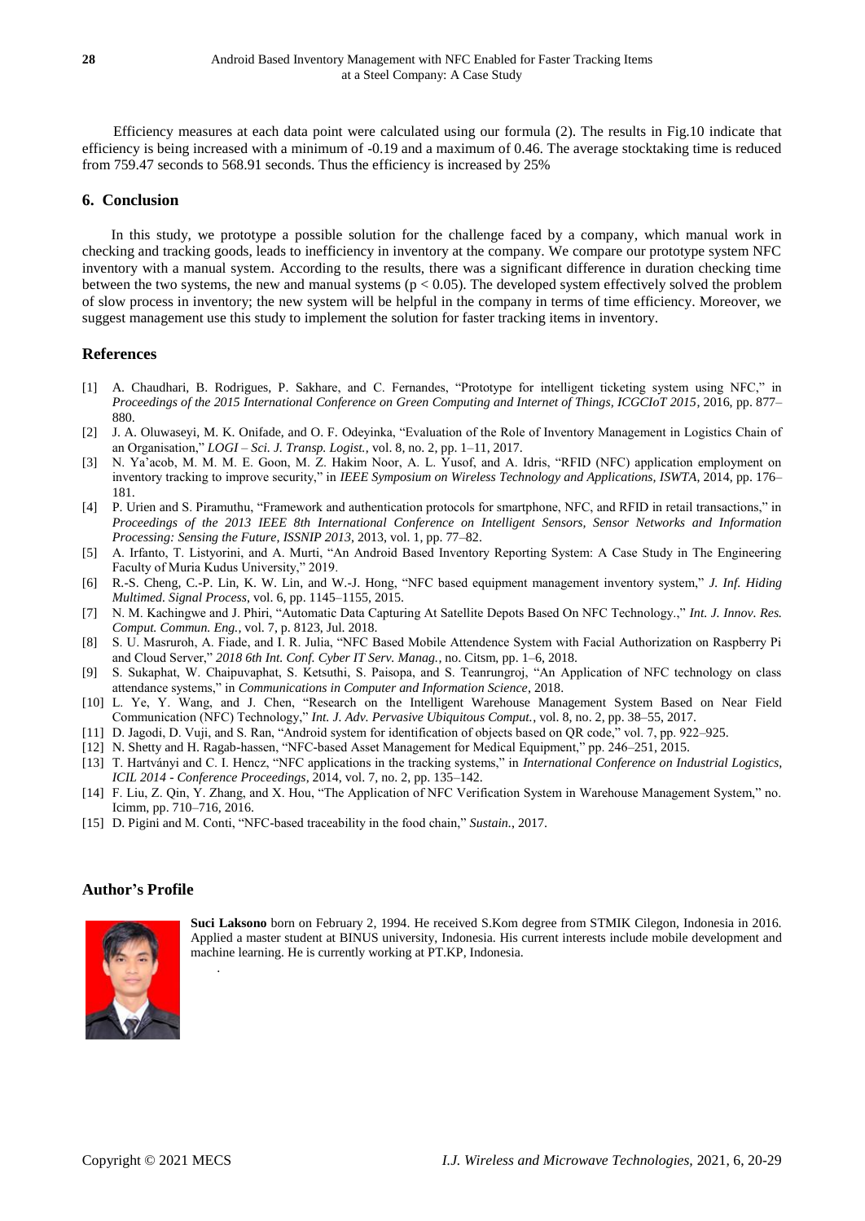Efficiency measures at each data point were calculated using our formula (2). The results in Fig.10 indicate that efficiency is being increased with a minimum of -0.19 and a maximum of 0.46. The average stocktaking time is reduced from 759.47 seconds to 568.91 seconds. Thus the efficiency is increased by 25%

## 6. Conclusion

In this study, we prototype a possible solution for the challenge faced by a company, which manual work in checking and tracking goods, leads to inefficiency in inventory at the company. We compare our prototype system NFC inventory with a manual system. According to the results, there was a significant difference in duration checking time between the two systems, the new and manual systems ($p < 0.05$). The developed system effectively solved the problem of slow process in inventory; the new system will be helpful in the company in terms of time efficiency. Moreover, we suggest management use this study to implement the solution for faster tracking items in inventory.

## References

[1] A. Chaudhari, B. Rodrigues, P. Sakhare, and C. Fernandes, "Prototype for intelligent ticketing system using NFC," in *Proceedings of the 2015 International Conference on Green Computing and Internet of Things, ICGCIoT 2015*, 2016, pp. 877–880.

[2] J. A. Oluwaseyi, M. K. Onifade, and O. F. Odeyinka, "Evaluation of the Role of Inventory Management in Logistics Chain of an Organisation," *LOGI – Sci. J. Transp. Logist.*, vol. 8, no. 2, pp. 1–11, 2017.

[3] N. Ya'acob, M. M. M. E. Goon, M. Z. Hakim Noor, A. L. Yusof, and A. Idris, "RFID (NFC) application employment on inventory tracking to improve security," in *IEEE Symposium on Wireless Technology and Applications, ISWTA*, 2014, pp. 176–181.

[4] P. Urien and S. Piramuthu, "Framework and authentication protocols for smartphone, NFC, and RFID in retail transactions," in *Proceedings of the 2013 IEEE 8th International Conference on Intelligent Sensors, Sensor Networks and Information Processing: Sensing the Future, ISSNIP 2013*, 2013, vol. 1, pp. 77–82.

[5] A. Irfanto, T. Listyorini, and A. Murti, "An Android Based Inventory Reporting System: A Case Study in The Engineering Faculty of Muria Kudus University," 2019.

[6] R.-S. Cheng, C.-P. Lin, K. W. Lin, and W.-J. Hong, "NFC based equipment management inventory system," *J. Inf. Hiding Multimed. Signal Process*, vol. 6, pp. 1145–1155, 2015.

[7] N. M. Kachingwe and J. Phiri, "Automatic Data Capturing At Satellite Depots Based On NFC Technology.," *Int. J. Innov. Res. Comput. Commun. Eng.*, vol. 7, p. 8123, Jul. 2018.

[8] S. U. Masruroh, A. Fiade, and I. R. Julia, "NFC Based Mobile Attendence System with Facial Authorization on Raspberry Pi and Cloud Server," *2018 6th Int. Conf. Cyber IT Serv. Manag.*, no. Citsm, pp. 1–6, 2018.

[9] S. Sukaphat, W. Chaipuvaphat, S. Ketsuthi, S. Paisopa, and S. Teanrungroj, "An Application of NFC technology on class attendance systems," in *Communications in Computer and Information Science*, 2018.

[10] L. Ye, Y. Wang, and J. Chen, "Research on the Intelligent Warehouse Management System Based on Near Field Communication (NFC) Technology," *Int. J. Adv. Pervasive Ubiquitous Comput.*, vol. 8, no. 2, pp. 38–55, 2017.

[11] D. Jagodi, D. Vuji, and S. Ran, "Android system for identification of objects based on QR code," vol. 7, pp. 922–925.

[12] N. Shetty and H. Ragab-hassen, "NFC-based Asset Management for Medical Equipment," pp. 246–251, 2015.

[13] T. Hartványi and C. I. Hencz, "NFC applications in the tracking systems," in *International Conference on Industrial Logistics, ICIL 2014 - Conference Proceedings*, 2014, vol. 7, no. 2, pp. 135–142.

[14] F. Liu, Z. Qin, Y. Zhang, and X. Hou, "The Application of NFC Verification System in Warehouse Management System," no. Icimm, pp. 710–716, 2016.

[15] D. Pigini and M. Conti, "NFC-based traceability in the food chain," *Sustain.*, 2017.

## Author's Profile

**Suci Laksono** born on February 2, 1994. He received S.Kom degree from STMIK Cilegon, Indonesia in 2016. Applied a master student at BINUS university, Indonesia. His current interests include mobile development and machine learning. He is currently working at PT.KP, Indonesia.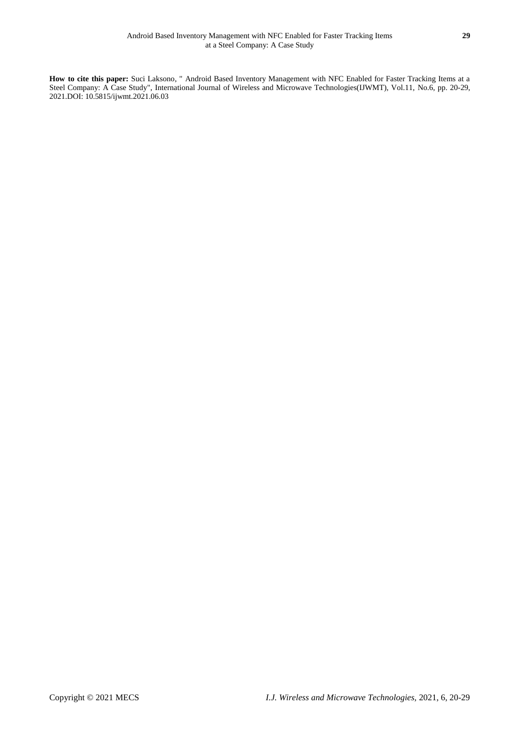**How to cite this paper:** Suci Laksono, " Android Based Inventory Management with NFC Enabled for Faster Tracking Items at a Steel Company: A Case Study", International Journal of Wireless and Microwave Technologies(IJWMT), Vol.11, No.6, pp. 20-29, 2021.DOI: 10.5815/ijwmt.2021.06.03